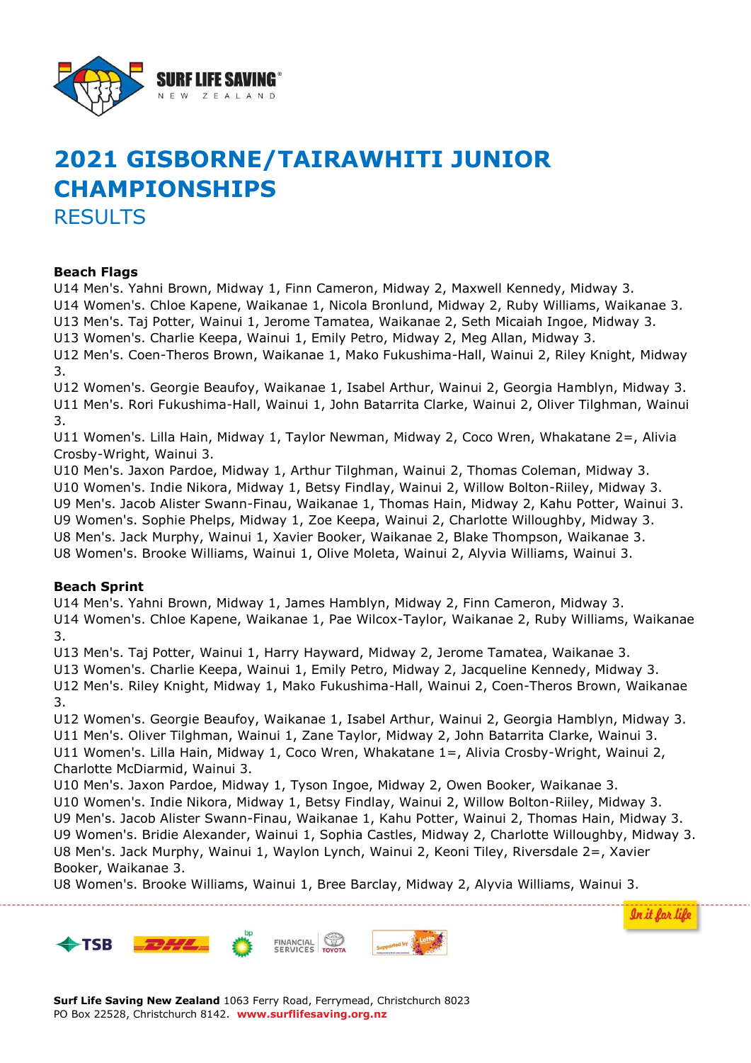# 2021 GISBORNE/TAIRAWHITI JUNIOR CHAMPIONSHIPS

## RESULTS

**Beach Flags**

U14 Men's. Yahni Brown, Midway 1, Finn Cameron, Midway 2, Maxwell Kennedy, Midway 3.
U14 Women's. Chloe Kapene, Waikanae 1, Nicola Bronlund, Midway 2, Ruby Williams, Waikanae 3.
U13 Men's. Taj Potter, Wainui 1, Jerome Tamatea, Waikanae 2, Seth Micaiah Ingoe, Midway 3.
U13 Women's. Charlie Keepa, Wainui 1, Emily Petro, Midway 2, Meg Allan, Midway 3.
U12 Men's. Coen-Theros Brown, Waikanae 1, Mako Fukushima-Hall, Wainui 2, Riley Knight, Midway 3.
U12 Women's. Georgie Beaufoy, Waikanae 1, Isabel Arthur, Wainui 2, Georgia Hamblyn, Midway 3.
U11 Men's. Rori Fukushima-Hall, Wainui 1, John Batarrita Clarke, Wainui 2, Oliver Tilghman, Wainui 3.
U11 Women's. Lilla Hain, Midway 1, Taylor Newman, Midway 2, Coco Wren, Whakatane 2=, Alivia Crosby-Wright, Wainui 3.
U10 Men's. Jaxon Pardoe, Midway 1, Arthur Tilghman, Wainui 2, Thomas Coleman, Midway 3.
U10 Women's. Indie Nikora, Midway 1, Betsy Findlay, Wainui 2, Willow Bolton-Riiley, Midway 3.
U9 Men's. Jacob Alister Swann-Finau, Waikanae 1, Thomas Hain, Midway 2, Kahu Potter, Wainui 3.
U9 Women's. Sophie Phelps, Midway 1, Zoe Keepa, Wainui 2, Charlotte Willoughby, Midway 3.
U8 Men's. Jack Murphy, Wainui 1, Xavier Booker, Waikanae 2, Blake Thompson, Waikanae 3.
U8 Women's. Brooke Williams, Wainui 1, Olive Moleta, Wainui 2, Alyvia Williams, Wainui 3.

**Beach Sprint**

U14 Men's. Yahni Brown, Midway 1, James Hamblyn, Midway 2, Finn Cameron, Midway 3.
U14 Women's. Chloe Kapene, Waikanae 1, Pae Wilcox-Taylor, Waikanae 2, Ruby Williams, Waikanae 3.
U13 Men's. Taj Potter, Wainui 1, Harry Hayward, Midway 2, Jerome Tamatea, Waikanae 3.
U13 Women's. Charlie Keepa, Wainui 1, Emily Petro, Midway 2, Jacqueline Kennedy, Midway 3.
U12 Men's. Riley Knight, Midway 1, Mako Fukushima-Hall, Wainui 2, Coen-Theros Brown, Waikanae 3.
U12 Women's. Georgie Beaufoy, Waikanae 1, Isabel Arthur, Wainui 2, Georgia Hamblyn, Midway 3.
U11 Men's. Oliver Tilghman, Wainui 1, Zane Taylor, Midway 2, John Batarrita Clarke, Wainui 3.
U11 Women's. Lilla Hain, Midway 1, Coco Wren, Whakatane 1=, Alivia Crosby-Wright, Wainui 2, Charlotte McDiarmid, Wainui 3.
U10 Men's. Jaxon Pardoe, Midway 1, Tyson Ingoe, Midway 2, Owen Booker, Waikanae 3.
U10 Women's. Indie Nikora, Midway 1, Betsy Findlay, Wainui 2, Willow Bolton-Riiley, Midway 3.
U9 Men's. Jacob Alister Swann-Finau, Waikanae 1, Kahu Potter, Wainui 2, Thomas Hain, Midway 3.
U9 Women's. Bridie Alexander, Wainui 1, Sophia Castles, Midway 2, Charlotte Willoughby, Midway 3.
U8 Men's. Jack Murphy, Wainui 1, Waylon Lynch, Wainui 2, Keoni Tiley, Riversdale 2=, Xavier Booker, Waikanae 3.
U8 Women's. Brooke Williams, Wainui 1, Bree Barclay, Midway 2, Alyvia Williams, Wainui 3.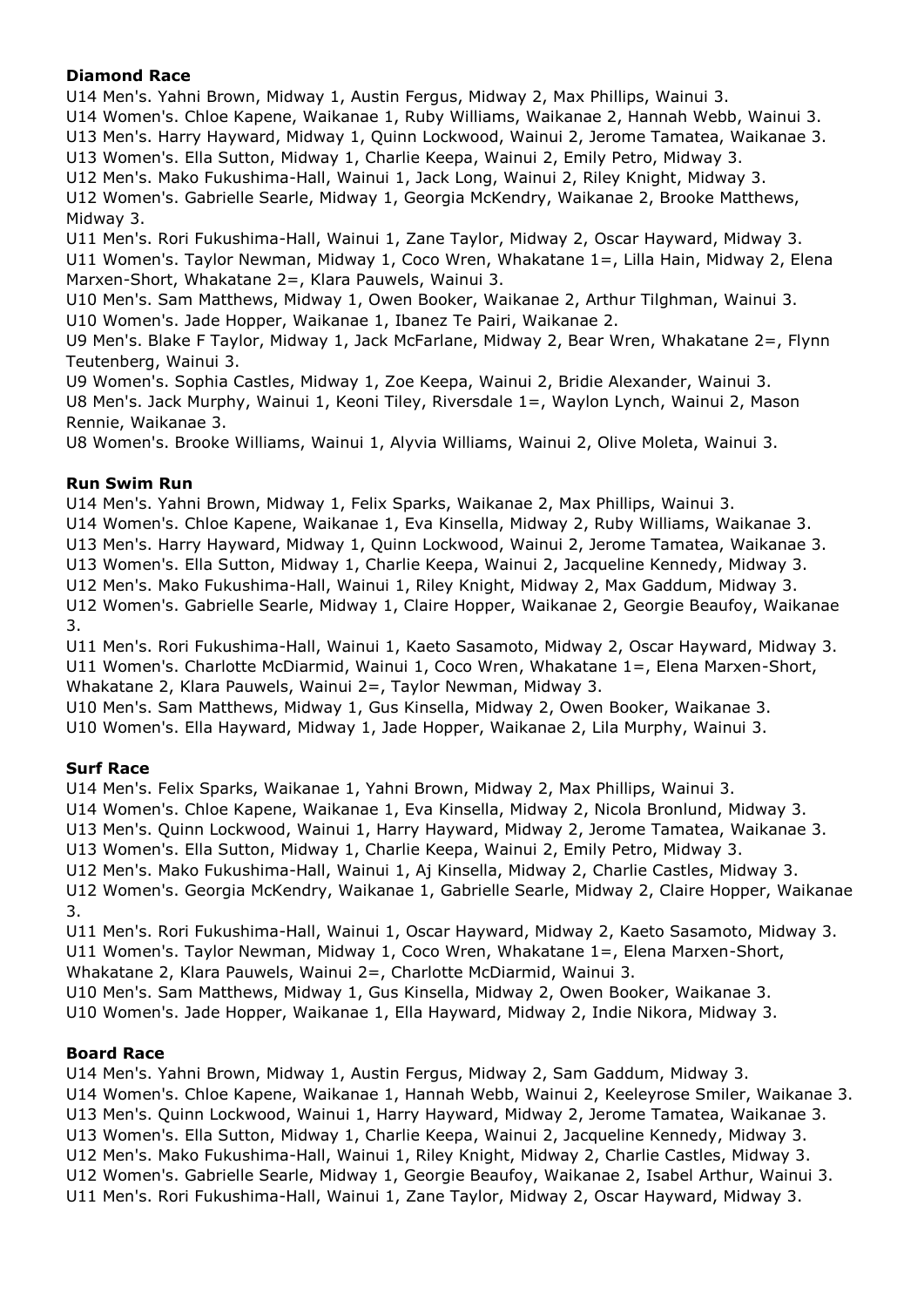**Diamond Race**

U14 Men's. Yahni Brown, Midway 1, Austin Fergus, Midway 2, Max Phillips, Wainui 3.
U14 Women's. Chloe Kapene, Waikanae 1, Ruby Williams, Waikanae 2, Hannah Webb, Wainui 3.
U13 Men's. Harry Hayward, Midway 1, Quinn Lockwood, Wainui 2, Jerome Tamatea, Waikanae 3.
U13 Women's. Ella Sutton, Midway 1, Charlie Keepa, Wainui 2, Emily Petro, Midway 3.
U12 Men's. Mako Fukushima-Hall, Wainui 1, Jack Long, Wainui 2, Riley Knight, Midway 3.
U12 Women's. Gabrielle Searle, Midway 1, Georgia McKendry, Waikanae 2, Brooke Matthews, Midway 3.
U11 Men's. Rori Fukushima-Hall, Wainui 1, Zane Taylor, Midway 2, Oscar Hayward, Midway 3.
U11 Women's. Taylor Newman, Midway 1, Coco Wren, Whakatane 1=, Lilla Hain, Midway 2, Elena Marxen-Short, Whakatane 2=, Klara Pauwels, Wainui 3.
U10 Men's. Sam Matthews, Midway 1, Owen Booker, Waikanae 2, Arthur Tilghman, Wainui 3.
U10 Women's. Jade Hopper, Waikanae 1, Ibanez Te Pairi, Waikanae 2.
U9 Men's. Blake F Taylor, Midway 1, Jack McFarlane, Midway 2, Bear Wren, Whakatane 2=, Flynn Teutenberg, Wainui 3.
U9 Women's. Sophia Castles, Midway 1, Zoe Keepa, Wainui 2, Bridie Alexander, Wainui 3.
U8 Men's. Jack Murphy, Wainui 1, Keoni Tiley, Riversdale 1=, Waylon Lynch, Wainui 2, Mason Rennie, Waikanae 3.
U8 Women's. Brooke Williams, Wainui 1, Alyvia Williams, Wainui 2, Olive Moleta, Wainui 3.

**Run Swim Run**

U14 Men's. Yahni Brown, Midway 1, Felix Sparks, Waikanae 2, Max Phillips, Wainui 3.
U14 Women's. Chloe Kapene, Waikanae 1, Eva Kinsella, Midway 2, Ruby Williams, Waikanae 3.
U13 Men's. Harry Hayward, Midway 1, Quinn Lockwood, Wainui 2, Jerome Tamatea, Waikanae 3.
U13 Women's. Ella Sutton, Midway 1, Charlie Keepa, Wainui 2, Jacqueline Kennedy, Midway 3.
U12 Men's. Mako Fukushima-Hall, Wainui 1, Riley Knight, Midway 2, Max Gaddum, Midway 3.
U12 Women's. Gabrielle Searle, Midway 1, Claire Hopper, Waikanae 2, Georgie Beaufoy, Waikanae 3.
U11 Men's. Rori Fukushima-Hall, Wainui 1, Kaeto Sasamoto, Midway 2, Oscar Hayward, Midway 3.
U11 Women's. Charlotte McDiarmid, Wainui 1, Coco Wren, Whakatane 1=, Elena Marxen-Short, Whakatane 2, Klara Pauwels, Wainui 2=, Taylor Newman, Midway 3.
U10 Men's. Sam Matthews, Midway 1, Gus Kinsella, Midway 2, Owen Booker, Waikanae 3.
U10 Women's. Ella Hayward, Midway 1, Jade Hopper, Waikanae 2, Lila Murphy, Wainui 3.

**Surf Race**

U14 Men's. Felix Sparks, Waikanae 1, Yahni Brown, Midway 2, Max Phillips, Wainui 3.
U14 Women's. Chloe Kapene, Waikanae 1, Eva Kinsella, Midway 2, Nicola Bronlund, Midway 3.
U13 Men's. Quinn Lockwood, Wainui 1, Harry Hayward, Midway 2, Jerome Tamatea, Waikanae 3.
U13 Women's. Ella Sutton, Midway 1, Charlie Keepa, Wainui 2, Emily Petro, Midway 3.
U12 Men's. Mako Fukushima-Hall, Wainui 1, Aj Kinsella, Midway 2, Charlie Castles, Midway 3.
U12 Women's. Georgia McKendry, Waikanae 1, Gabrielle Searle, Midway 2, Claire Hopper, Waikanae 3.
U11 Men's. Rori Fukushima-Hall, Wainui 1, Oscar Hayward, Midway 2, Kaeto Sasamoto, Midway 3.
U11 Women's. Taylor Newman, Midway 1, Coco Wren, Whakatane 1=, Elena Marxen-Short, Whakatane 2, Klara Pauwels, Wainui 2=, Charlotte McDiarmid, Wainui 3.
U10 Men's. Sam Matthews, Midway 1, Gus Kinsella, Midway 2, Owen Booker, Waikanae 3.
U10 Women's. Jade Hopper, Waikanae 1, Ella Hayward, Midway 2, Indie Nikora, Midway 3.

**Board Race**

U14 Men's. Yahni Brown, Midway 1, Austin Fergus, Midway 2, Sam Gaddum, Midway 3.
U14 Women's. Chloe Kapene, Waikanae 1, Hannah Webb, Wainui 2, Keeleyrose Smiler, Waikanae 3.
U13 Men's. Quinn Lockwood, Wainui 1, Harry Hayward, Midway 2, Jerome Tamatea, Waikanae 3.
U13 Women's. Ella Sutton, Midway 1, Charlie Keepa, Wainui 2, Jacqueline Kennedy, Midway 3.
U12 Men's. Mako Fukushima-Hall, Wainui 1, Riley Knight, Midway 2, Charlie Castles, Midway 3.
U12 Women's. Gabrielle Searle, Midway 1, Georgie Beaufoy, Waikanae 2, Isabel Arthur, Wainui 3.
U11 Men's. Rori Fukushima-Hall, Wainui 1, Zane Taylor, Midway 2, Oscar Hayward, Midway 3.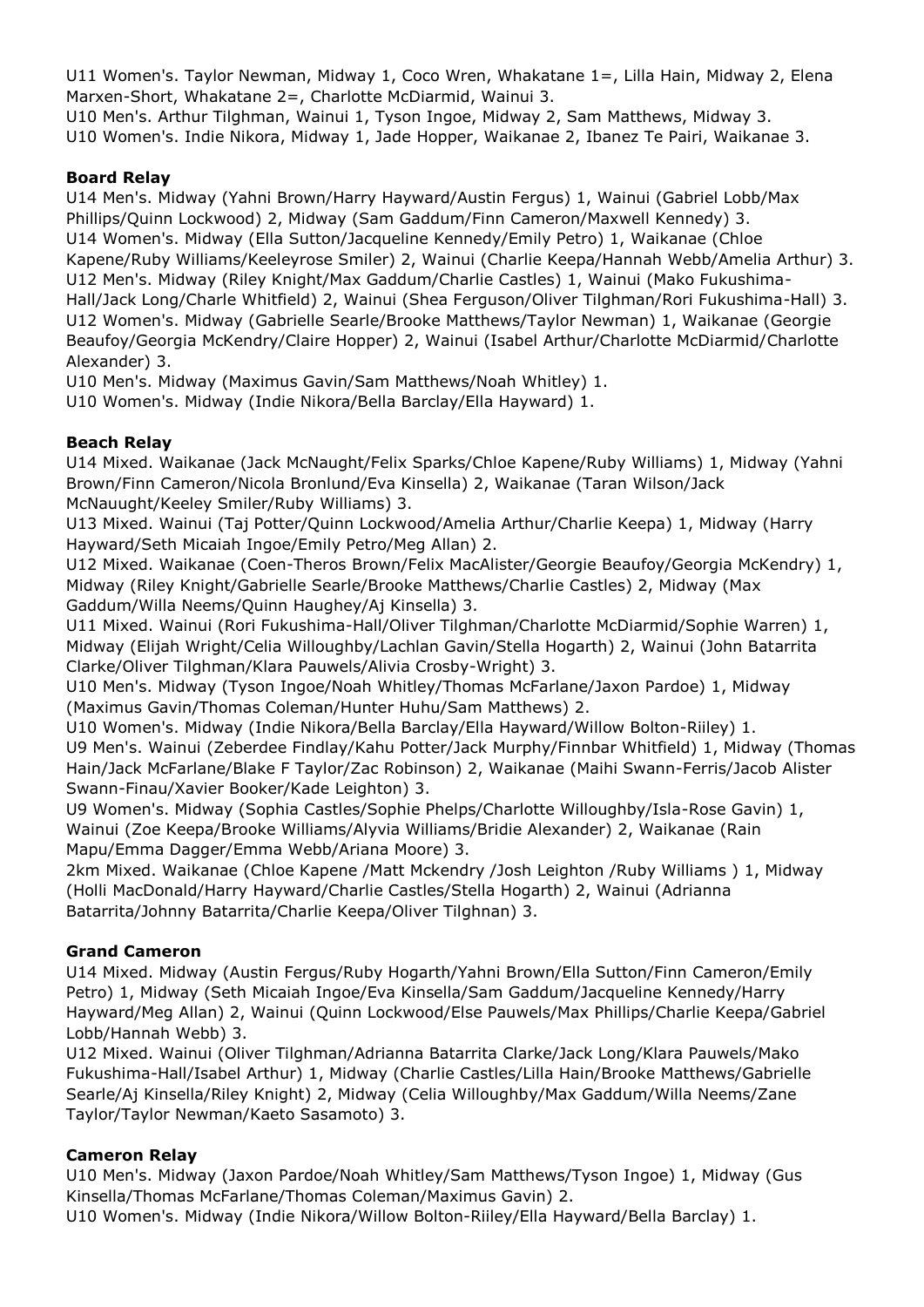U11 Women's. Taylor Newman, Midway 1, Coco Wren, Whakatane 1=, Lilla Hain, Midway 2, Elena Marxen-Short, Whakatane 2=, Charlotte McDiarmid, Wainui 3.
U10 Men's. Arthur Tilghman, Wainui 1, Tyson Ingoe, Midway 2, Sam Matthews, Midway 3.
U10 Women's. Indie Nikora, Midway 1, Jade Hopper, Waikanae 2, Ibanez Te Pairi, Waikanae 3.

**Board Relay**

U14 Men's. Midway (Yahni Brown/Harry Hayward/Austin Fergus) 1, Wainui (Gabriel Lobb/Max Phillips/Quinn Lockwood) 2, Midway (Sam Gaddum/Finn Cameron/Maxwell Kennedy) 3.
U14 Women's. Midway (Ella Sutton/Jacqueline Kennedy/Emily Petro) 1, Waikanae (Chloe Kapene/Ruby Williams/Keeleyrose Smiler) 2, Wainui (Charlie Keepa/Hannah Webb/Amelia Arthur) 3.
U12 Men's. Midway (Riley Knight/Max Gaddum/Charlie Castles) 1, Wainui (Mako Fukushima-Hall/Jack Long/Charle Whitfield) 2, Wainui (Shea Ferguson/Oliver Tilghman/Rori Fukushima-Hall) 3.
U12 Women's. Midway (Gabrielle Searle/Brooke Matthews/Taylor Newman) 1, Waikanae (Georgie Beaufoy/Georgia McKendry/Claire Hopper) 2, Wainui (Isabel Arthur/Charlotte McDiarmid/Charlotte Alexander) 3.
U10 Men's. Midway (Maximus Gavin/Sam Matthews/Noah Whitley) 1.
U10 Women's. Midway (Indie Nikora/Bella Barclay/Ella Hayward) 1.

**Beach Relay**

U14 Mixed. Waikanae (Jack McNaught/Felix Sparks/Chloe Kapene/Ruby Williams) 1, Midway (Yahni Brown/Finn Cameron/Nicola Bronlund/Eva Kinsella) 2, Waikanae (Taran Wilson/Jack McNauught/Keeley Smiler/Ruby Williams) 3.
U13 Mixed. Wainui (Taj Potter/Quinn Lockwood/Amelia Arthur/Charlie Keepa) 1, Midway (Harry Hayward/Seth Micaiah Ingoe/Emily Petro/Meg Allan) 2.
U12 Mixed. Waikanae (Coen-Theros Brown/Felix MacAlister/Georgie Beaufoy/Georgia McKendry) 1, Midway (Riley Knight/Gabrielle Searle/Brooke Matthews/Charlie Castles) 2, Midway (Max Gaddum/Willa Neems/Quinn Haughey/Aj Kinsella) 3.
U11 Mixed. Wainui (Rori Fukushima-Hall/Oliver Tilghman/Charlotte McDiarmid/Sophie Warren) 1, Midway (Elijah Wright/Celia Willoughby/Lachlan Gavin/Stella Hogarth) 2, Wainui (John Batarrita Clarke/Oliver Tilghman/Klara Pauwels/Alivia Crosby-Wright) 3.
U10 Men's. Midway (Tyson Ingoe/Noah Whitley/Thomas McFarlane/Jaxon Pardoe) 1, Midway (Maximus Gavin/Thomas Coleman/Hunter Huhu/Sam Matthews) 2.
U10 Women's. Midway (Indie Nikora/Bella Barclay/Ella Hayward/Willow Bolton-Riiley) 1.
U9 Men's. Wainui (Zeberdee Findlay/Kahu Potter/Jack Murphy/Finnbar Whitfield) 1, Midway (Thomas Hain/Jack McFarlane/Blake F Taylor/Zac Robinson) 2, Waikanae (Maihi Swann-Ferris/Jacob Alister Swann-Finau/Xavier Booker/Kade Leighton) 3.
U9 Women's. Midway (Sophia Castles/Sophie Phelps/Charlotte Willoughby/Isla-Rose Gavin) 1, Wainui (Zoe Keepa/Brooke Williams/Alyvia Williams/Bridie Alexander) 2, Waikanae (Rain Mapu/Emma Dagger/Emma Webb/Ariana Moore) 3.
2km Mixed. Waikanae (Chloe Kapene /Matt Mckendry /Josh Leighton /Ruby Williams ) 1, Midway (Holli MacDonald/Harry Hayward/Charlie Castles/Stella Hogarth) 2, Wainui (Adrianna Batarrita/Johnny Batarrita/Charlie Keepa/Oliver Tilghnan) 3.

**Grand Cameron**

U14 Mixed. Midway (Austin Fergus/Ruby Hogarth/Yahni Brown/Ella Sutton/Finn Cameron/Emily Petro) 1, Midway (Seth Micaiah Ingoe/Eva Kinsella/Sam Gaddum/Jacqueline Kennedy/Harry Hayward/Meg Allan) 2, Wainui (Quinn Lockwood/Else Pauwels/Max Phillips/Charlie Keepa/Gabriel Lobb/Hannah Webb) 3.
U12 Mixed. Wainui (Oliver Tilghman/Adrianna Batarrita Clarke/Jack Long/Klara Pauwels/Mako Fukushima-Hall/Isabel Arthur) 1, Midway (Charlie Castles/Lilla Hain/Brooke Matthews/Gabrielle Searle/Aj Kinsella/Riley Knight) 2, Midway (Celia Willoughby/Max Gaddum/Willa Neems/Zane Taylor/Taylor Newman/Kaeto Sasamoto) 3.

**Cameron Relay**

U10 Men's. Midway (Jaxon Pardoe/Noah Whitley/Sam Matthews/Tyson Ingoe) 1, Midway (Gus Kinsella/Thomas McFarlane/Thomas Coleman/Maximus Gavin) 2.
U10 Women's. Midway (Indie Nikora/Willow Bolton-Riiley/Ella Hayward/Bella Barclay) 1.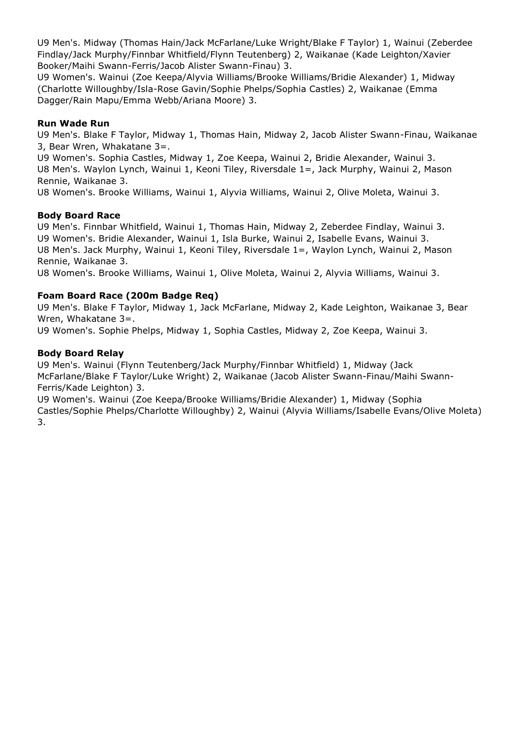U9 Men's. Midway (Thomas Hain/Jack McFarlane/Luke Wright/Blake F Taylor) 1, Wainui (Zeberdee Findlay/Jack Murphy/Finnbar Whitfield/Flynn Teutenberg) 2, Waikanae (Kade Leighton/Xavier Booker/Maihi Swann-Ferris/Jacob Alister Swann-Finau) 3.
U9 Women's. Wainui (Zoe Keepa/Alyvia Williams/Brooke Williams/Bridie Alexander) 1, Midway (Charlotte Willoughby/Isla-Rose Gavin/Sophie Phelps/Sophia Castles) 2, Waikanae (Emma Dagger/Rain Mapu/Emma Webb/Ariana Moore) 3.

**Run Wade Run**

U9 Men's. Blake F Taylor, Midway 1, Thomas Hain, Midway 2, Jacob Alister Swann-Finau, Waikanae 3, Bear Wren, Whakatane 3=.
U9 Women's. Sophia Castles, Midway 1, Zoe Keepa, Wainui 2, Bridie Alexander, Wainui 3.
U8 Men's. Waylon Lynch, Wainui 1, Keoni Tiley, Riversdale 1=, Jack Murphy, Wainui 2, Mason Rennie, Waikanae 3.
U8 Women's. Brooke Williams, Wainui 1, Alyvia Williams, Wainui 2, Olive Moleta, Wainui 3.

**Body Board Race**

U9 Men's. Finnbar Whitfield, Wainui 1, Thomas Hain, Midway 2, Zeberdee Findlay, Wainui 3.
U9 Women's. Bridie Alexander, Wainui 1, Isla Burke, Wainui 2, Isabelle Evans, Wainui 3.
U8 Men's. Jack Murphy, Wainui 1, Keoni Tiley, Riversdale 1=, Waylon Lynch, Wainui 2, Mason Rennie, Waikanae 3.
U8 Women's. Brooke Williams, Wainui 1, Olive Moleta, Wainui 2, Alyvia Williams, Wainui 3.

**Foam Board Race (200m Badge Req)**

U9 Men's. Blake F Taylor, Midway 1, Jack McFarlane, Midway 2, Kade Leighton, Waikanae 3, Bear Wren, Whakatane 3=.
U9 Women's. Sophie Phelps, Midway 1, Sophia Castles, Midway 2, Zoe Keepa, Wainui 3.

**Body Board Relay**

U9 Men's. Wainui (Flynn Teutenberg/Jack Murphy/Finnbar Whitfield) 1, Midway (Jack McFarlane/Blake F Taylor/Luke Wright) 2, Waikanae (Jacob Alister Swann-Finau/Maihi Swann-Ferris/Kade Leighton) 3.
U9 Women's. Wainui (Zoe Keepa/Brooke Williams/Bridie Alexander) 1, Midway (Sophia Castles/Sophie Phelps/Charlotte Willoughby) 2, Wainui (Alyvia Williams/Isabelle Evans/Olive Moleta) 3.